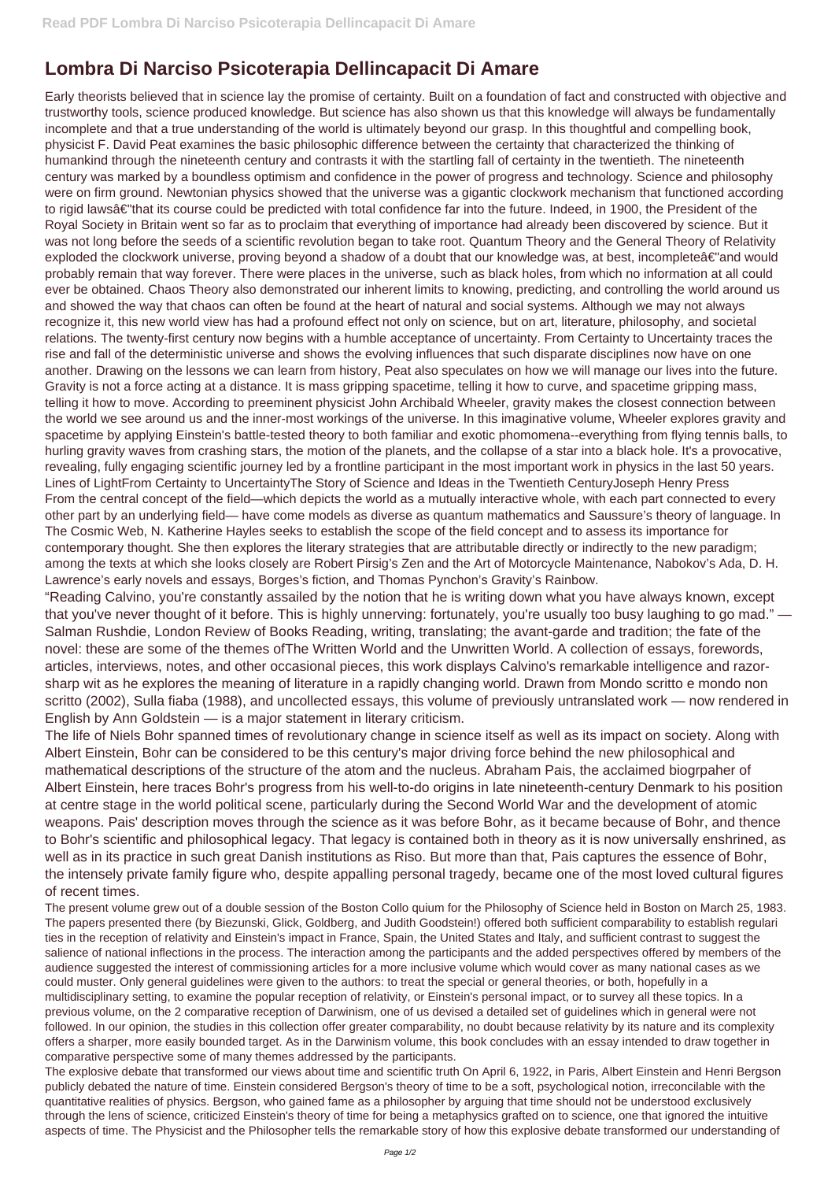# Lombra Di Narciso Psicoterapia Dellincapacit Di Amare

Early theorists believed that in science lay the promise of certainty. Built on a foundation of fact and constructed with objective and trustworthy tools, science produced knowledge. But science has also shown us that this knowledge will always be fundamentally incomplete and that a true understanding of the world is ultimately beyond our grasp. In this thoughtful and compelling book, physicist F. David Peat examines the basic philosophic difference between the certainty that characterized the thinking of humankind through the nineteenth century and contrasts it with the startling fall of certainty in the twentieth. The nineteenth century was marked by a boundless optimism and confidence in the power of progress and technology. Science and philosophy were on firm ground. Newtonian physics showed that the universe was a gigantic clockwork mechanism that functioned according to rigid lawsâ€"that its course could be predicted with total confidence far into the future. Indeed, in 1900, the President of the Royal Society in Britain went so far as to proclaim that everything of importance had already been discovered by science. But it was not long before the seeds of a scientific revolution began to take root. Quantum Theory and the General Theory of Relativity exploded the clockwork universe, proving beyond a shadow of a doubt that our knowledge was, at best, incompleteâ€"and would probably remain that way forever. There were places in the universe, such as black holes, from which no information at all could ever be obtained. Chaos Theory also demonstrated our inherent limits to knowing, predicting, and controlling the world around us and showed the way that chaos can often be found at the heart of natural and social systems. Although we may not always recognize it, this new world view has had a profound effect not only on science, but on art, literature, philosophy, and societal relations. The twenty-first century now begins with a humble acceptance of uncertainty. From Certainty to Uncertainty traces the rise and fall of the deterministic universe and shows the evolving influences that such disparate disciplines now have on one another. Drawing on the lessons we can learn from history, Peat also speculates on how we will manage our lives into the future. Gravity is not a force acting at a distance. It is mass gripping spacetime, telling it how to curve, and spacetime gripping mass, telling it how to move. According to preeminent physicist John Archibald Wheeler, gravity makes the closest connection between the world we see around us and the inner-most workings of the universe. In this imaginative volume, Wheeler explores gravity and spacetime by applying Einstein's battle-tested theory to both familiar and exotic phomomena--everything from flying tennis balls, to hurling gravity waves from crashing stars, the motion of the planets, and the collapse of a star into a black hole. It's a provocative, revealing, fully engaging scientific journey led by a frontline participant in the most important work in physics in the last 50 years. Lines of LightFrom Certainty to UncertaintyThe Story of Science and Ideas in the Twentieth CenturyJoseph Henry Press From the central concept of the field—which depicts the world as a mutually interactive whole, with each part connected to every other part by an underlying field— have come models as diverse as quantum mathematics and Saussure's theory of language. In The Cosmic Web, N. Katherine Hayles seeks to establish the scope of the field concept and to assess its importance for contemporary thought. She then explores the literary strategies that are attributable directly or indirectly to the new paradigm; among the texts at which she looks closely are Robert Pirsig's Zen and the Art of Motorcycle Maintenance, Nabokov's Ada, D. H. Lawrence's early novels and essays, Borges's fiction, and Thomas Pynchon's Gravity's Rainbow.

"Reading Calvino, you're constantly assailed by the notion that he is writing down what you have always known, except that you've never thought of it before. This is highly unnerving: fortunately, you're usually too busy laughing to go mad." — Salman Rushdie, London Review of Books Reading, writing, translating; the avant-garde and tradition; the fate of the novel: these are some of the themes ofThe Written World and the Unwritten World. A collection of essays, forewords, articles, interviews, notes, and other occasional pieces, this work displays Calvino's remarkable intelligence and razor-sharp wit as he explores the meaning of literature in a rapidly changing world. Drawn from Mondo scritto e mondo non scritto (2002), Sulla fiaba (1988), and uncollected essays, this volume of previously untranslated work — now rendered in English by Ann Goldstein — is a major statement in literary criticism.

The life of Niels Bohr spanned times of revolutionary change in science itself as well as its impact on society. Along with Albert Einstein, Bohr can be considered to be this century's major driving force behind the new philosophical and mathematical descriptions of the structure of the atom and the nucleus. Abraham Pais, the acclaimed biogrpaher of Albert Einstein, here traces Bohr's progress from his well-to-do origins in late nineteenth-century Denmark to his position at centre stage in the world political scene, particularly during the Second World War and the development of atomic weapons. Pais' description moves through the science as it was before Bohr, as it became because of Bohr, and thence to Bohr's scientific and philosophical legacy. That legacy is contained both in theory as it is now universally enshrined, as well as in its practice in such great Danish institutions as Riso. But more than that, Pais captures the essence of Bohr, the intensely private family figure who, despite appalling personal tragedy, became one of the most loved cultural figures of recent times.

The present volume grew out of a double session of the Boston Collo quium for the Philosophy of Science held in Boston on March 25, 1983. The papers presented there (by Biezunski, Glick, Goldberg, and Judith Goodstein!) offered both sufficient comparability to establish regulari ties in the reception of relativity and Einstein's impact in France, Spain, the United States and Italy, and sufficient contrast to suggest the salience of national inflections in the process. The interaction among the participants and the added perspectives offered by members of the audience suggested the interest of commissioning articles for a more inclusive volume which would cover as many national cases as we could muster. Only general guidelines were given to the authors: to treat the special or general theories, or both, hopefully in a multidisciplinary setting, to examine the popular reception of relativity, or Einstein's personal impact, or to survey all these topics. In a previous volume, on the 2 comparative reception of Darwinism, one of us devised a detailed set of guidelines which in general were not followed. In our opinion, the studies in this collection offer greater comparability, no doubt because relativity by its nature and its complexity offers a sharper, more easily bounded target. As in the Darwinism volume, this book concludes with an essay intended to draw together in comparative perspective some of many themes addressed by the participants.

The explosive debate that transformed our views about time and scientific truth On April 6, 1922, in Paris, Albert Einstein and Henri Bergson publicly debated the nature of time. Einstein considered Bergson's theory of time to be a soft, psychological notion, irreconcilable with the quantitative realities of physics. Bergson, who gained fame as a philosopher by arguing that time should not be understood exclusively through the lens of science, criticized Einstein's theory of time for being a metaphysics grafted on to science, one that ignored the intuitive aspects of time. The Physicist and the Philosopher tells the remarkable story of how this explosive debate transformed our understanding of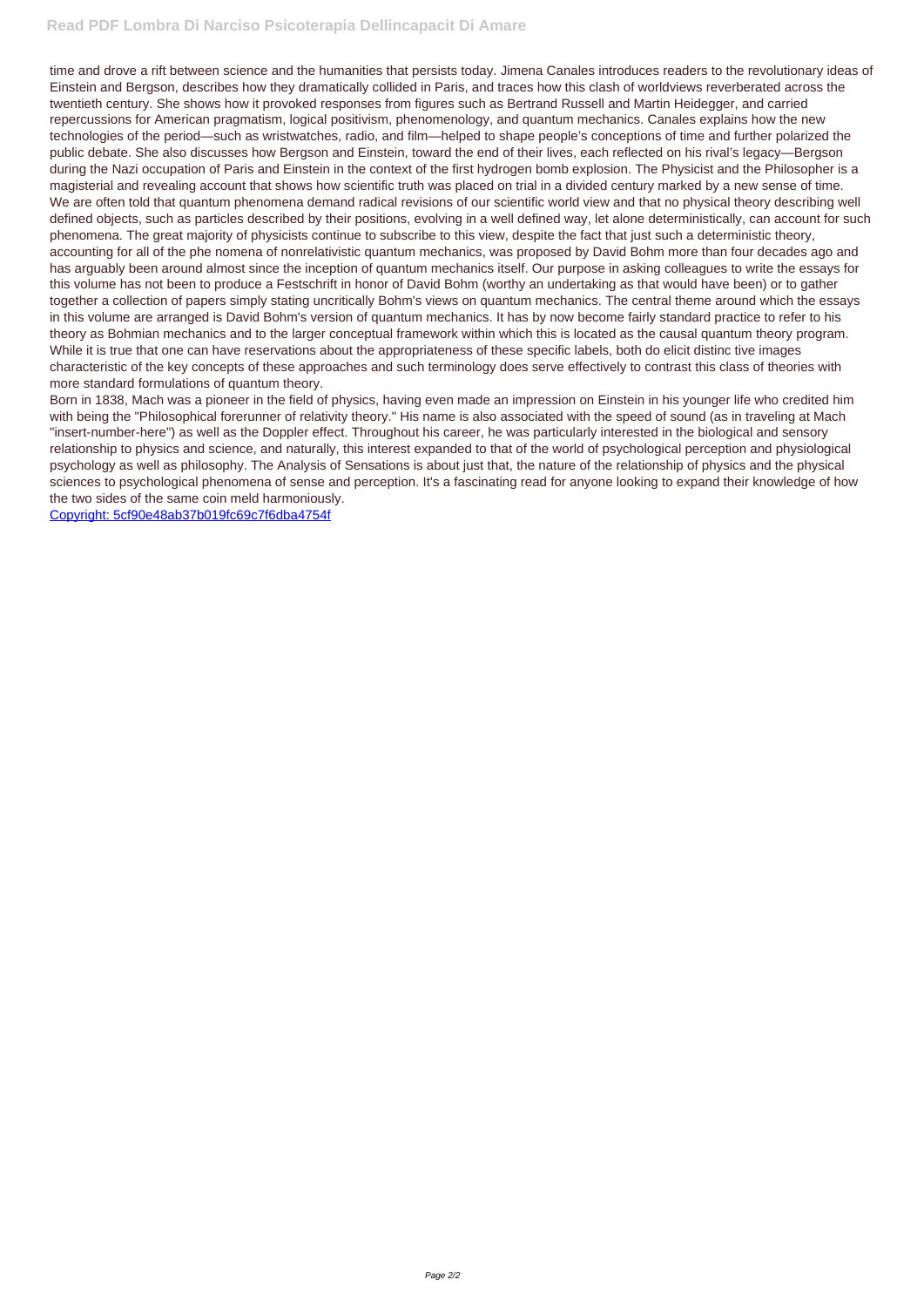time and drove a rift between science and the humanities that persists today. Jimena Canales introduces readers to the revolutionary ideas of Einstein and Bergson, describes how they dramatically collided in Paris, and traces how this clash of worldviews reverberated across the twentieth century. She shows how it provoked responses from figures such as Bertrand Russell and Martin Heidegger, and carried repercussions for American pragmatism, logical positivism, phenomenology, and quantum mechanics. Canales explains how the new technologies of the period—such as wristwatches, radio, and film—helped to shape people's conceptions of time and further polarized the public debate. She also discusses how Bergson and Einstein, toward the end of their lives, each reflected on his rival's legacy—Bergson during the Nazi occupation of Paris and Einstein in the context of the first hydrogen bomb explosion. The Physicist and the Philosopher is a magisterial and revealing account that shows how scientific truth was placed on trial in a divided century marked by a new sense of time.

We are often told that quantum phenomena demand radical revisions of our scientific world view and that no physical theory describing well defined objects, such as particles described by their positions, evolving in a well defined way, let alone deterministically, can account for such phenomena. The great majority of physicists continue to subscribe to this view, despite the fact that just such a deterministic theory, accounting for all of the phe nomena of nonrelativistic quantum mechanics, was proposed by David Bohm more than four decades ago and has arguably been around almost since the inception of quantum mechanics itself. Our purpose in asking colleagues to write the essays for this volume has not been to produce a Festschrift in honor of David Bohm (worthy an undertaking as that would have been) or to gather together a collection of papers simply stating uncritically Bohm's views on quantum mechanics. The central theme around which the essays in this volume are arranged is David Bohm's version of quantum mechanics. It has by now become fairly standard practice to refer to his theory as Bohmian mechanics and to the larger conceptual framework within which this is located as the causal quantum theory program. While it is true that one can have reservations about the appropriateness of these specific labels, both do elicit distinc tive images characteristic of the key concepts of these approaches and such terminology does serve effectively to contrast this class of theories with more standard formulations of quantum theory.

Born in 1838, Mach was a pioneer in the field of physics, having even made an impression on Einstein in his younger life who credited him with being the "Philosophical forerunner of relativity theory." His name is also associated with the speed of sound (as in traveling at Mach "insert-number-here") as well as the Doppler effect. Throughout his career, he was particularly interested in the biological and sensory relationship to physics and science, and naturally, this interest expanded to that of the world of psychological perception and physiological psychology as well as philosophy. The Analysis of Sensations is about just that, the nature of the relationship of physics and the physical sciences to psychological phenomena of sense and perception. It's a fascinating read for anyone looking to expand their knowledge of how the two sides of the same coin meld harmoniously.

Copyright: 5cf90e48ab37b019fc69c7f6dba4754f